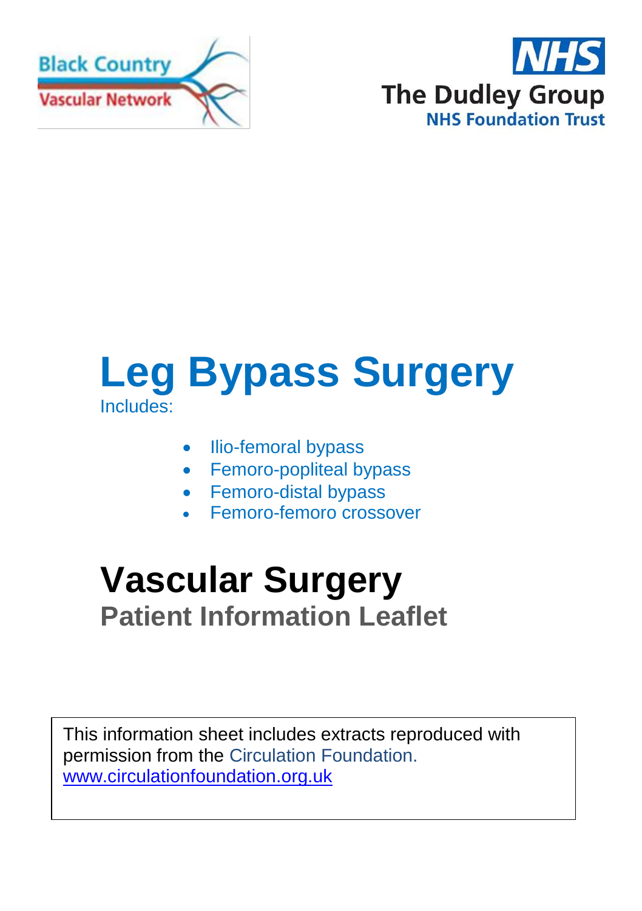Black Country Vascular Network

NHS
The Dudley Group
NHS Foundation Trust

# Leg Bypass Surgery

Includes:

- Ilio-femoral bypass
- Femoro-popliteal bypass
- Femoro-distal bypass
- Femoro-femoro crossover

# Vascular Surgery

## Patient Information Leaflet

This information sheet includes extracts reproduced with permission from the Circulation Foundation. www.circulationfoundation.org.uk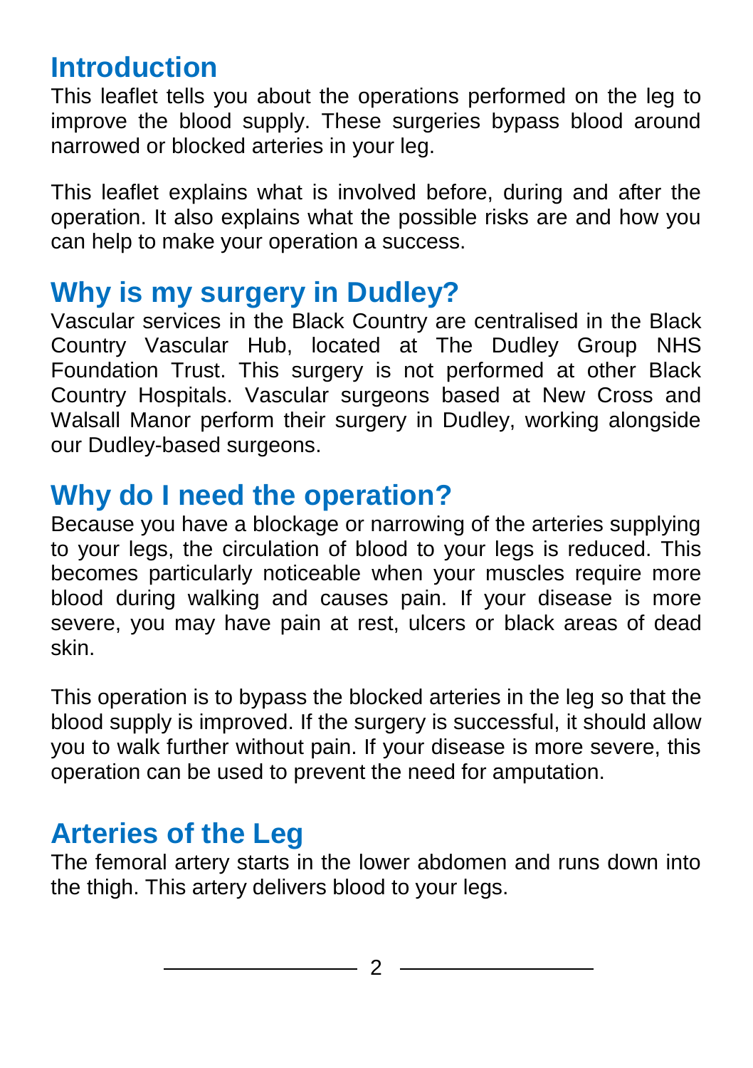## Introduction

This leaflet tells you about the operations performed on the leg to improve the blood supply. These surgeries bypass blood around narrowed or blocked arteries in your leg.

This leaflet explains what is involved before, during and after the operation. It also explains what the possible risks are and how you can help to make your operation a success.

## Why is my surgery in Dudley?

Vascular services in the Black Country are centralised in the Black Country Vascular Hub, located at The Dudley Group NHS Foundation Trust. This surgery is not performed at other Black Country Hospitals. Vascular surgeons based at New Cross and Walsall Manor perform their surgery in Dudley, working alongside our Dudley-based surgeons.

## Why do I need the operation?

Because you have a blockage or narrowing of the arteries supplying to your legs, the circulation of blood to your legs is reduced. This becomes particularly noticeable when your muscles require more blood during walking and causes pain. If your disease is more severe, you may have pain at rest, ulcers or black areas of dead skin.

This operation is to bypass the blocked arteries in the leg so that the blood supply is improved. If the surgery is successful, it should allow you to walk further without pain. If your disease is more severe, this operation can be used to prevent the need for amputation.

## Arteries of the Leg

The femoral artery starts in the lower abdomen and runs down into the thigh. This artery delivers blood to your legs.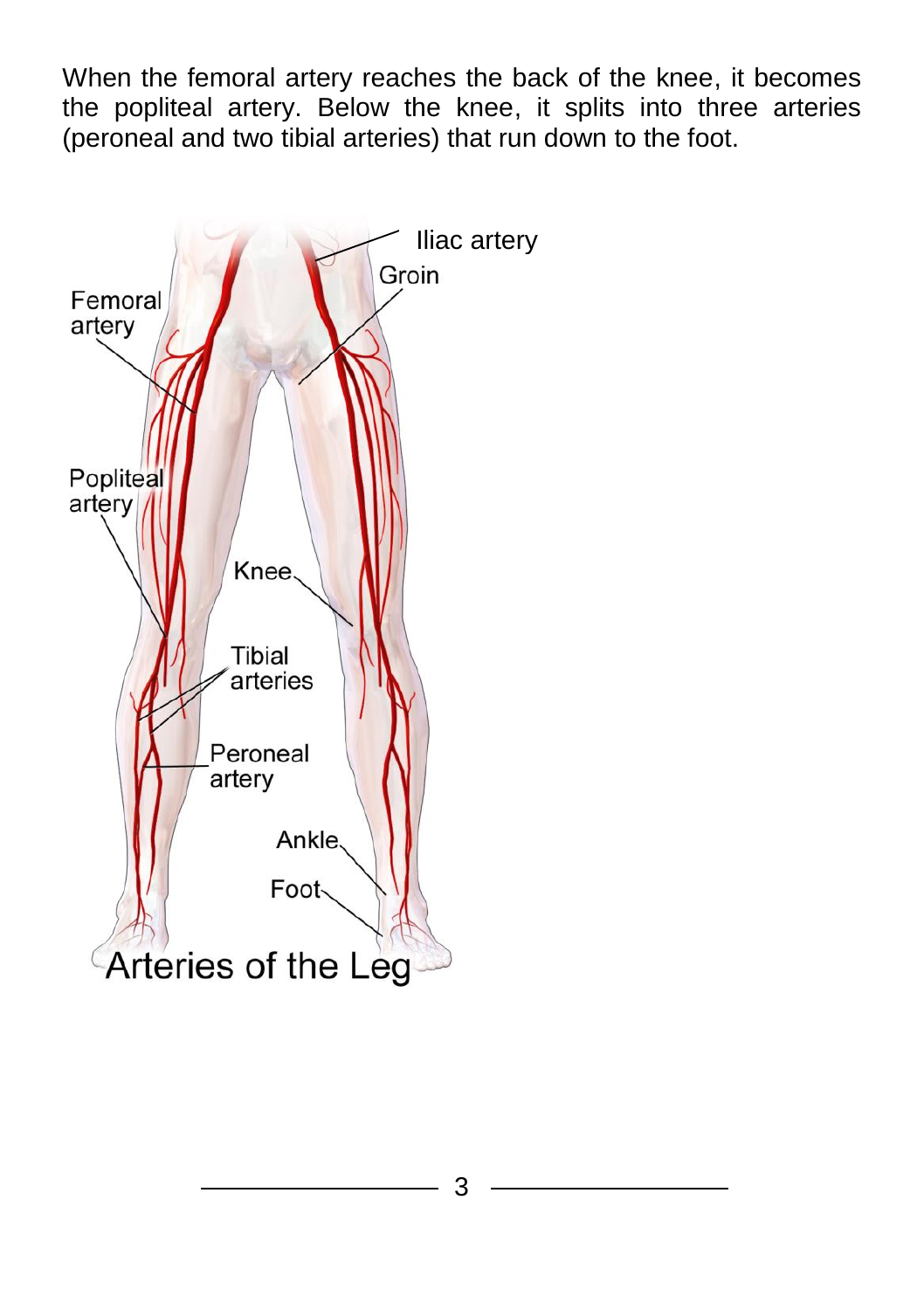When the femoral artery reaches the back of the knee, it becomes the popliteal artery. Below the knee, it splits into three arteries (peroneal and two tibial arteries) that run down to the foot.

Iliac artery

Groin

Femoral artery

Popliteal artery

Knee

Tibial arteries

Peroneal artery

Ankle

Foot

Arteries of the Leg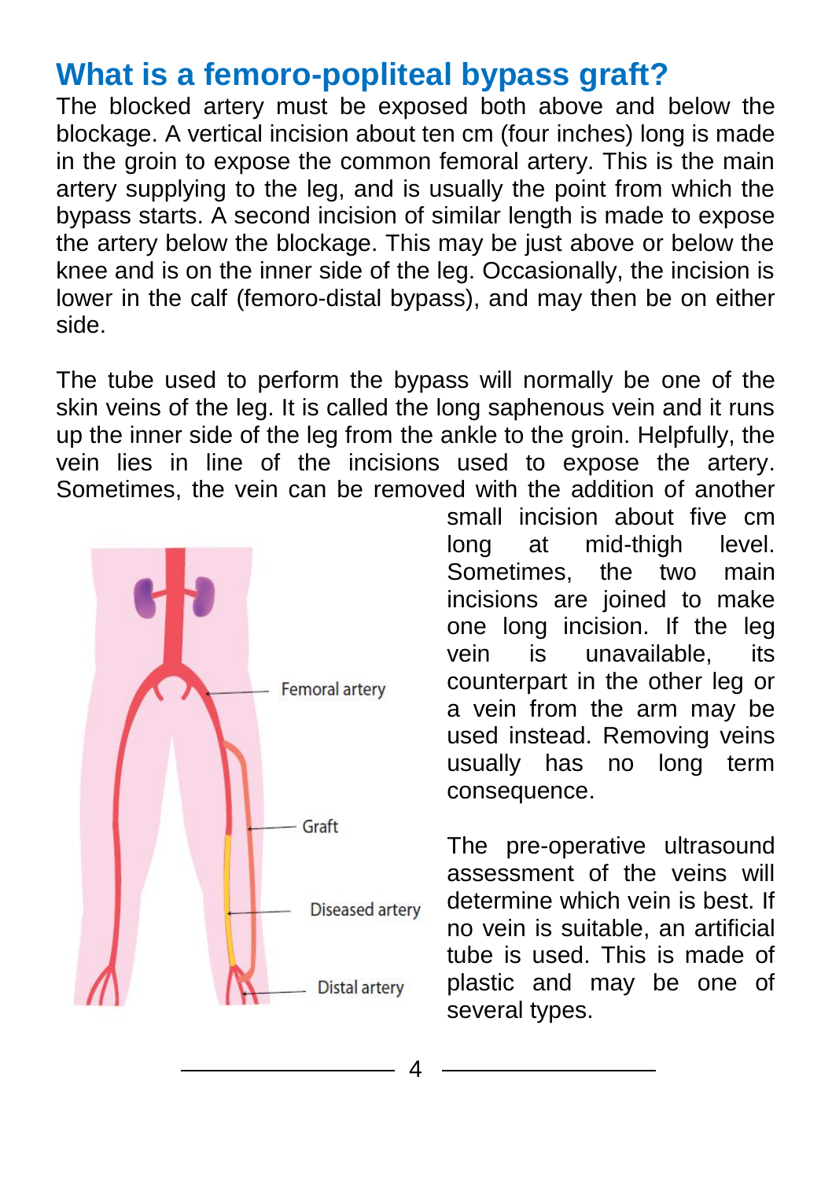# What is a femoro-popliteal bypass graft?

The blocked artery must be exposed both above and below the blockage. A vertical incision about ten cm (four inches) long is made in the groin to expose the common femoral artery. This is the main artery supplying to the leg, and is usually the point from which the bypass starts. A second incision of similar length is made to expose the artery below the blockage. This may be just above or below the knee and is on the inner side of the leg. Occasionally, the incision is lower in the calf (femoro-distal bypass), and may then be on either side.

The tube used to perform the bypass will normally be one of the skin veins of the leg. It is called the long saphenous vein and it runs up the inner side of the leg from the ankle to the groin. Helpfully, the vein lies in line of the incisions used to expose the artery. Sometimes, the vein can be removed with the addition of another small incision about five cm long at mid-thigh level. Sometimes, the two main incisions are joined to make one long incision. If the leg vein is unavailable, its counterpart in the other leg or a vein from the arm may be used instead. Removing veins usually has no long term consequence.

Femoral artery

Graft

Diseased artery

Distal artery

The pre-operative ultrasound assessment of the veins will determine which vein is best. If no vein is suitable, an artificial tube is used. This is made of plastic and may be one of several types.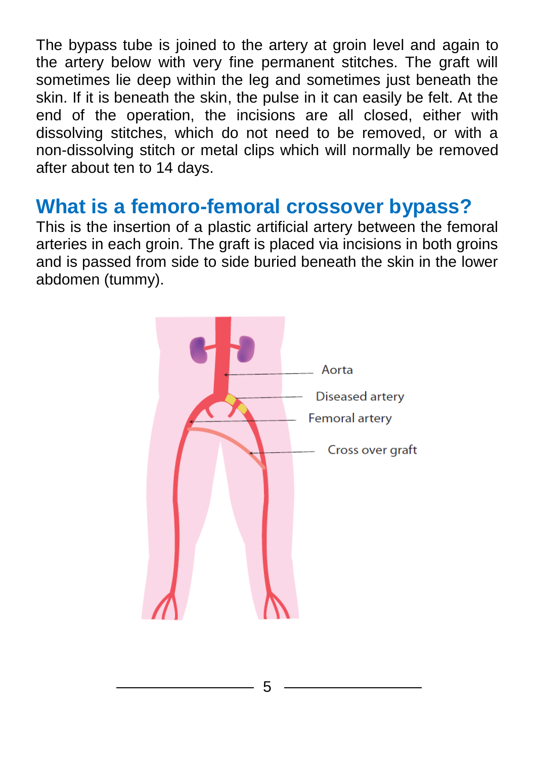The bypass tube is joined to the artery at groin level and again to the artery below with very fine permanent stitches. The graft will sometimes lie deep within the leg and sometimes just beneath the skin. If it is beneath the skin, the pulse in it can easily be felt. At the end of the operation, the incisions are all closed, either with dissolving stitches, which do not need to be removed, or with a non-dissolving stitch or metal clips which will normally be removed after about ten to 14 days.

## What is a femoro-femoral crossover bypass?

This is the insertion of a plastic artificial artery between the femoral arteries in each groin. The graft is placed via incisions in both groins and is passed from side to side buried beneath the skin in the lower abdomen (tummy).

Aorta

Diseased artery

Femoral artery

Cross over graft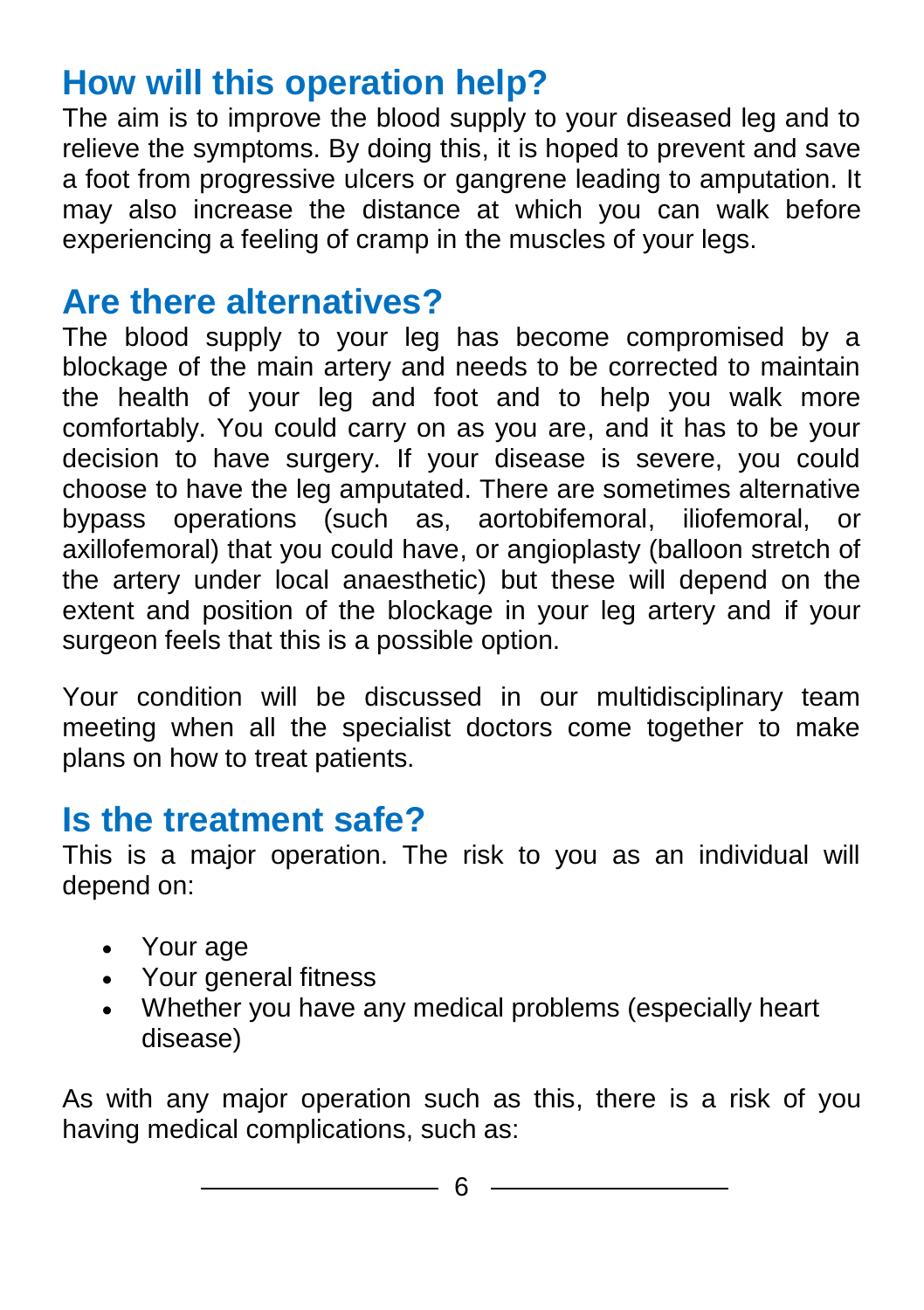## How will this operation help?

The aim is to improve the blood supply to your diseased leg and to relieve the symptoms. By doing this, it is hoped to prevent and save a foot from progressive ulcers or gangrene leading to amputation. It may also increase the distance at which you can walk before experiencing a feeling of cramp in the muscles of your legs.

## Are there alternatives?

The blood supply to your leg has become compromised by a blockage of the main artery and needs to be corrected to maintain the health of your leg and foot and to help you walk more comfortably. You could carry on as you are, and it has to be your decision to have surgery. If your disease is severe, you could choose to have the leg amputated. There are sometimes alternative bypass operations (such as, aortobifemoral, iliofemoral, or axillofemoral) that you could have, or angioplasty (balloon stretch of the artery under local anaesthetic) but these will depend on the extent and position of the blockage in your leg artery and if your surgeon feels that this is a possible option.

Your condition will be discussed in our multidisciplinary team meeting when all the specialist doctors come together to make plans on how to treat patients.

## Is the treatment safe?

This is a major operation. The risk to you as an individual will depend on:

- Your age
- Your general fitness
- Whether you have any medical problems (especially heart disease)

As with any major operation such as this, there is a risk of you having medical complications, such as: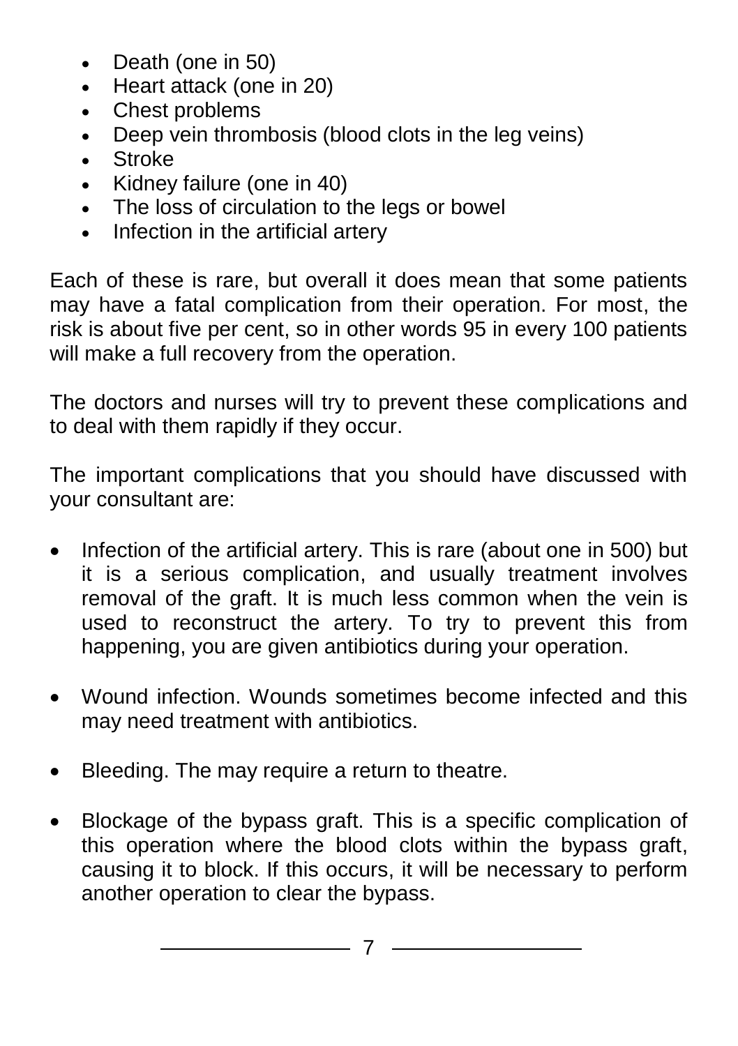- Death (one in 50)
- Heart attack (one in 20)
- Chest problems
- Deep vein thrombosis (blood clots in the leg veins)
- Stroke
- Kidney failure (one in 40)
- The loss of circulation to the legs or bowel
- Infection in the artificial artery

Each of these is rare, but overall it does mean that some patients may have a fatal complication from their operation. For most, the risk is about five per cent, so in other words 95 in every 100 patients will make a full recovery from the operation.

The doctors and nurses will try to prevent these complications and to deal with them rapidly if they occur.

The important complications that you should have discussed with your consultant are:

- Infection of the artificial artery. This is rare (about one in 500) but it is a serious complication, and usually treatment involves removal of the graft. It is much less common when the vein is used to reconstruct the artery. To try to prevent this from happening, you are given antibiotics during your operation.

- Wound infection. Wounds sometimes become infected and this may need treatment with antibiotics.

- Bleeding. The may require a return to theatre.

- Blockage of the bypass graft. This is a specific complication of this operation where the blood clots within the bypass graft, causing it to block. If this occurs, it will be necessary to perform another operation to clear the bypass.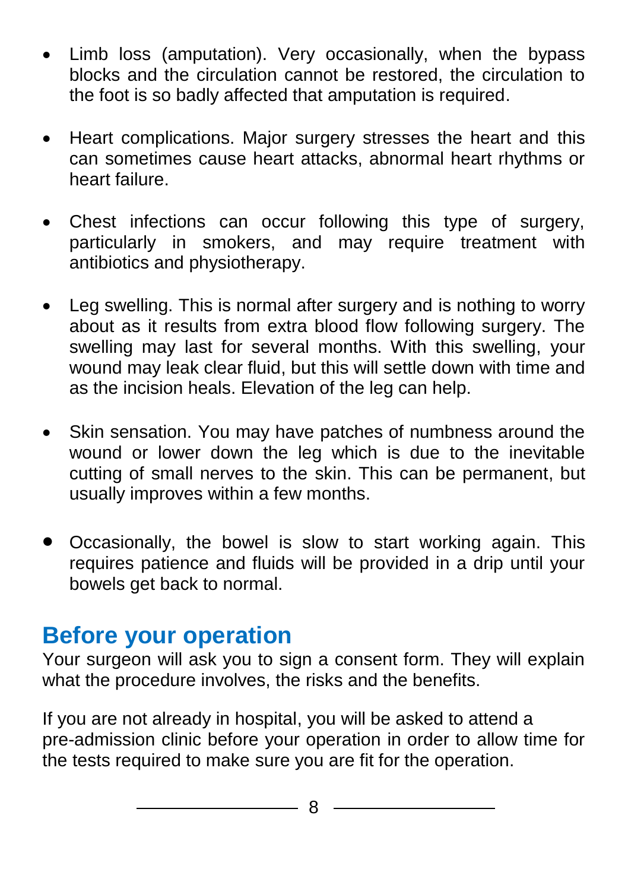- Limb loss (amputation). Very occasionally, when the bypass blocks and the circulation cannot be restored, the circulation to the foot is so badly affected that amputation is required.

- Heart complications. Major surgery stresses the heart and this can sometimes cause heart attacks, abnormal heart rhythms or heart failure.

- Chest infections can occur following this type of surgery, particularly in smokers, and may require treatment with antibiotics and physiotherapy.

- Leg swelling. This is normal after surgery and is nothing to worry about as it results from extra blood flow following surgery. The swelling may last for several months. With this swelling, your wound may leak clear fluid, but this will settle down with time and as the incision heals. Elevation of the leg can help.

- Skin sensation. You may have patches of numbness around the wound or lower down the leg which is due to the inevitable cutting of small nerves to the skin. This can be permanent, but usually improves within a few months.

- Occasionally, the bowel is slow to start working again. This requires patience and fluids will be provided in a drip until your bowels get back to normal.

## Before your operation

Your surgeon will ask you to sign a consent form. They will explain what the procedure involves, the risks and the benefits.

If you are not already in hospital, you will be asked to attend a pre-admission clinic before your operation in order to allow time for the tests required to make sure you are fit for the operation.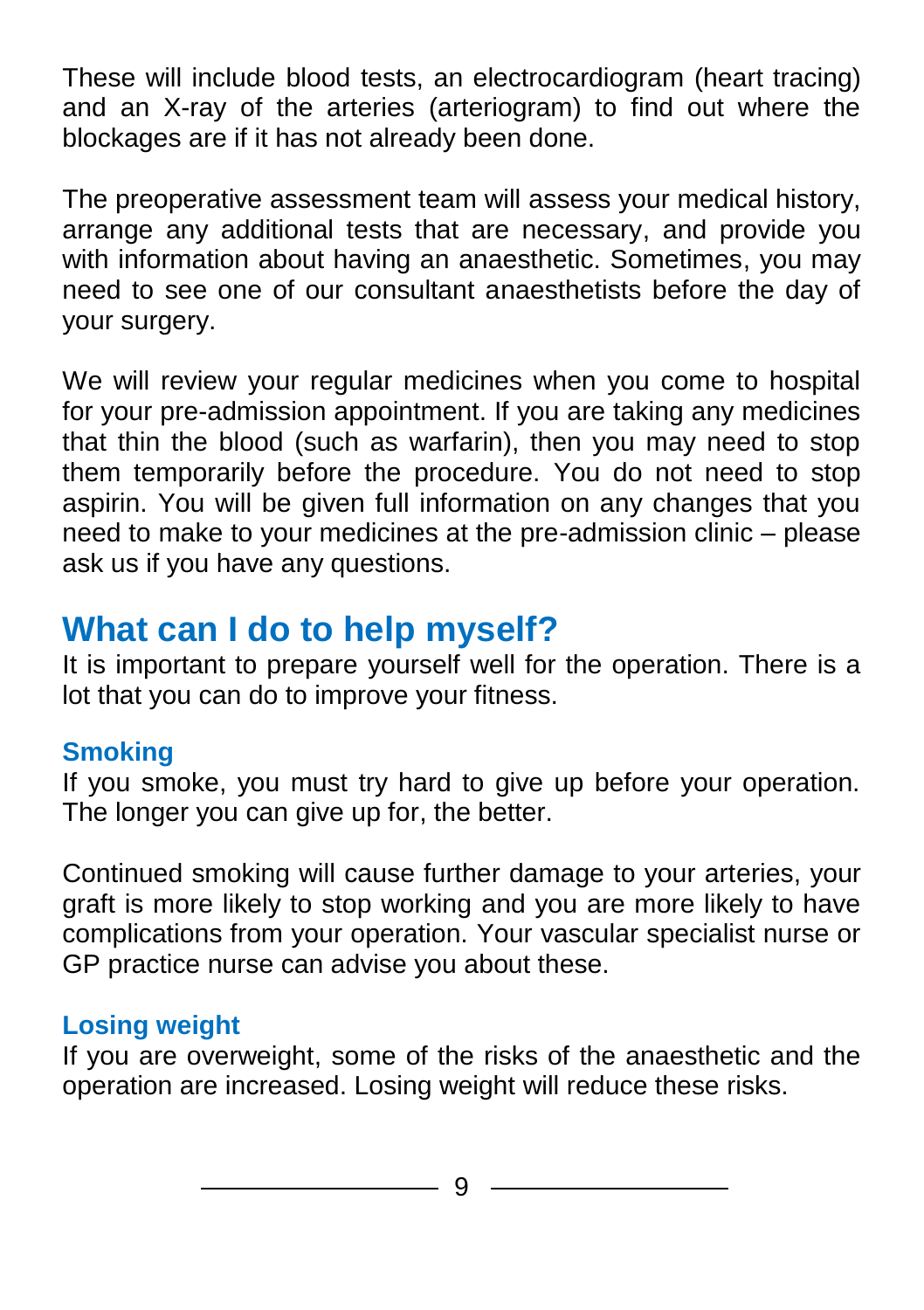These will include blood tests, an electrocardiogram (heart tracing) and an X-ray of the arteries (arteriogram) to find out where the blockages are if it has not already been done.

The preoperative assessment team will assess your medical history, arrange any additional tests that are necessary, and provide you with information about having an anaesthetic. Sometimes, you may need to see one of our consultant anaesthetists before the day of your surgery.

We will review your regular medicines when you come to hospital for your pre-admission appointment. If you are taking any medicines that thin the blood (such as warfarin), then you may need to stop them temporarily before the procedure. You do not need to stop aspirin. You will be given full information on any changes that you need to make to your medicines at the pre-admission clinic – please ask us if you have any questions.

## What can I do to help myself?

It is important to prepare yourself well for the operation. There is a lot that you can do to improve your fitness.

### Smoking

If you smoke, you must try hard to give up before your operation. The longer you can give up for, the better.

Continued smoking will cause further damage to your arteries, your graft is more likely to stop working and you are more likely to have complications from your operation. Your vascular specialist nurse or GP practice nurse can advise you about these.

### Losing weight

If you are overweight, some of the risks of the anaesthetic and the operation are increased. Losing weight will reduce these risks.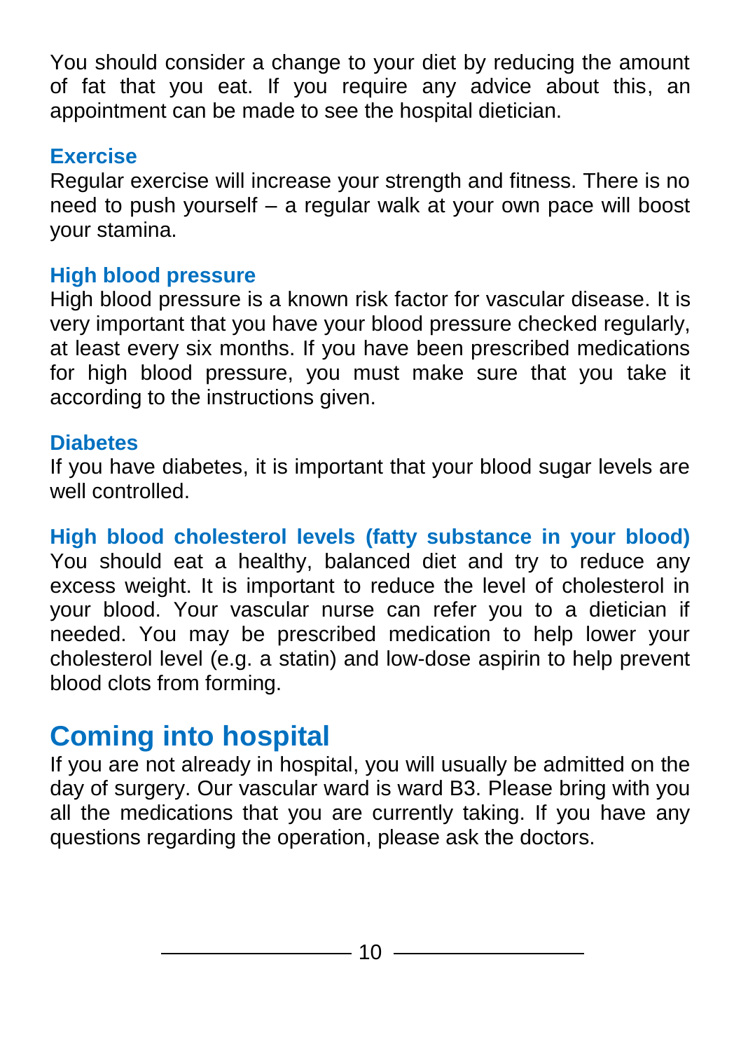You should consider a change to your diet by reducing the amount of fat that you eat. If you require any advice about this, an appointment can be made to see the hospital dietician.

### Exercise

Regular exercise will increase your strength and fitness. There is no need to push yourself – a regular walk at your own pace will boost your stamina.

### High blood pressure

High blood pressure is a known risk factor for vascular disease. It is very important that you have your blood pressure checked regularly, at least every six months. If you have been prescribed medications for high blood pressure, you must make sure that you take it according to the instructions given.

### Diabetes

If you have diabetes, it is important that your blood sugar levels are well controlled.

### High blood cholesterol levels (fatty substance in your blood)

You should eat a healthy, balanced diet and try to reduce any excess weight. It is important to reduce the level of cholesterol in your blood. Your vascular nurse can refer you to a dietician if needed. You may be prescribed medication to help lower your cholesterol level (e.g. a statin) and low-dose aspirin to help prevent blood clots from forming.

## Coming into hospital

If you are not already in hospital, you will usually be admitted on the day of surgery. Our vascular ward is ward B3. Please bring with you all the medications that you are currently taking. If you have any questions regarding the operation, please ask the doctors.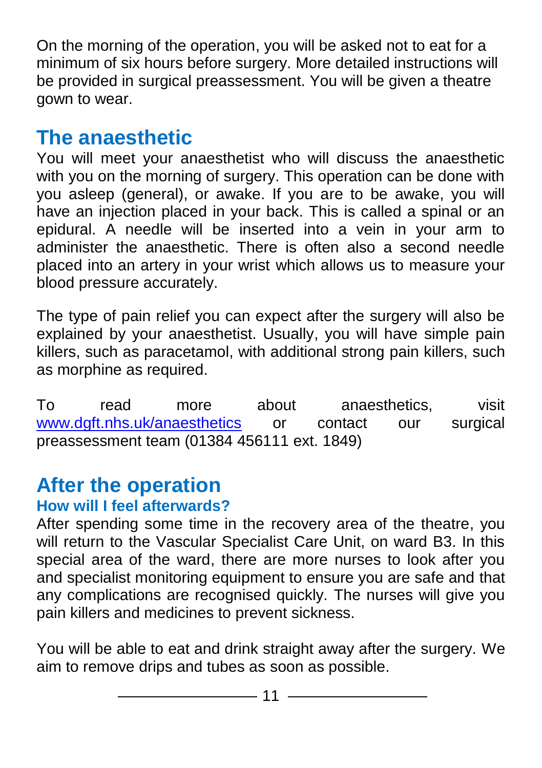On the morning of the operation, you will be asked not to eat for a minimum of six hours before surgery. More detailed instructions will be provided in surgical preassessment. You will be given a theatre gown to wear.

## The anaesthetic

You will meet your anaesthetist who will discuss the anaesthetic with you on the morning of surgery. This operation can be done with you asleep (general), or awake. If you are to be awake, you will have an injection placed in your back. This is called a spinal or an epidural. A needle will be inserted into a vein in your arm to administer the anaesthetic. There is often also a second needle placed into an artery in your wrist which allows us to measure your blood pressure accurately.

The type of pain relief you can expect after the surgery will also be explained by your anaesthetist. Usually, you will have simple pain killers, such as paracetamol, with additional strong pain killers, such as morphine as required.

To read more about anaesthetics, visit [www.dgft.nhs.uk/anaesthetics](http://www.dgft.nhs.uk/anaesthetics) or contact our surgical preassessment team (01384 456111 ext. 1849)

## After the operation

### How will I feel afterwards?

After spending some time in the recovery area of the theatre, you will return to the Vascular Specialist Care Unit, on ward B3. In this special area of the ward, there are more nurses to look after you and specialist monitoring equipment to ensure you are safe and that any complications are recognised quickly. The nurses will give you pain killers and medicines to prevent sickness.

You will be able to eat and drink straight away after the surgery. We aim to remove drips and tubes as soon as possible.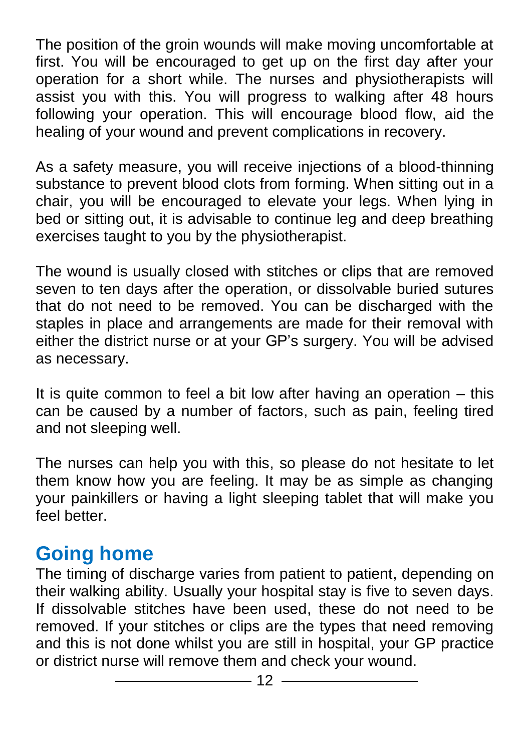The position of the groin wounds will make moving uncomfortable at first. You will be encouraged to get up on the first day after your operation for a short while. The nurses and physiotherapists will assist you with this. You will progress to walking after 48 hours following your operation. This will encourage blood flow, aid the healing of your wound and prevent complications in recovery.

As a safety measure, you will receive injections of a blood-thinning substance to prevent blood clots from forming. When sitting out in a chair, you will be encouraged to elevate your legs. When lying in bed or sitting out, it is advisable to continue leg and deep breathing exercises taught to you by the physiotherapist.

The wound is usually closed with stitches or clips that are removed seven to ten days after the operation, or dissolvable buried sutures that do not need to be removed. You can be discharged with the staples in place and arrangements are made for their removal with either the district nurse or at your GP's surgery. You will be advised as necessary.

It is quite common to feel a bit low after having an operation – this can be caused by a number of factors, such as pain, feeling tired and not sleeping well.

The nurses can help you with this, so please do not hesitate to let them know how you are feeling. It may be as simple as changing your painkillers or having a light sleeping tablet that will make you feel better.

## Going home

The timing of discharge varies from patient to patient, depending on their walking ability. Usually your hospital stay is five to seven days. If dissolvable stitches have been used, these do not need to be removed. If your stitches or clips are the types that need removing and this is not done whilst you are still in hospital, your GP practice or district nurse will remove them and check your wound.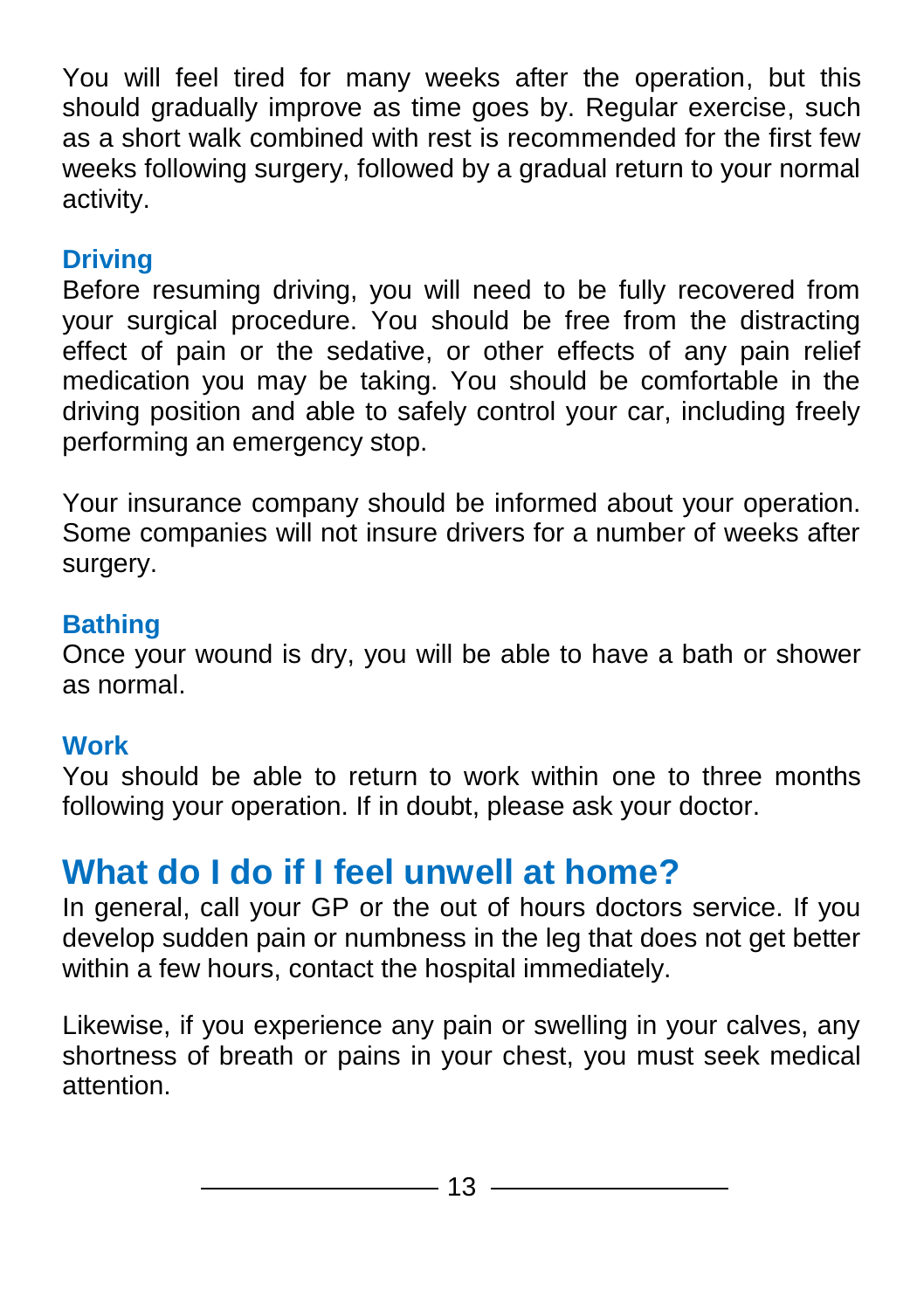You will feel tired for many weeks after the operation, but this should gradually improve as time goes by. Regular exercise, such as a short walk combined with rest is recommended for the first few weeks following surgery, followed by a gradual return to your normal activity.

### Driving

Before resuming driving, you will need to be fully recovered from your surgical procedure. You should be free from the distracting effect of pain or the sedative, or other effects of any pain relief medication you may be taking. You should be comfortable in the driving position and able to safely control your car, including freely performing an emergency stop.

Your insurance company should be informed about your operation. Some companies will not insure drivers for a number of weeks after surgery.

### Bathing

Once your wound is dry, you will be able to have a bath or shower as normal.

### Work

You should be able to return to work within one to three months following your operation. If in doubt, please ask your doctor.

## What do I do if I feel unwell at home?

In general, call your GP or the out of hours doctors service. If you develop sudden pain or numbness in the leg that does not get better within a few hours, contact the hospital immediately.

Likewise, if you experience any pain or swelling in your calves, any shortness of breath or pains in your chest, you must seek medical attention.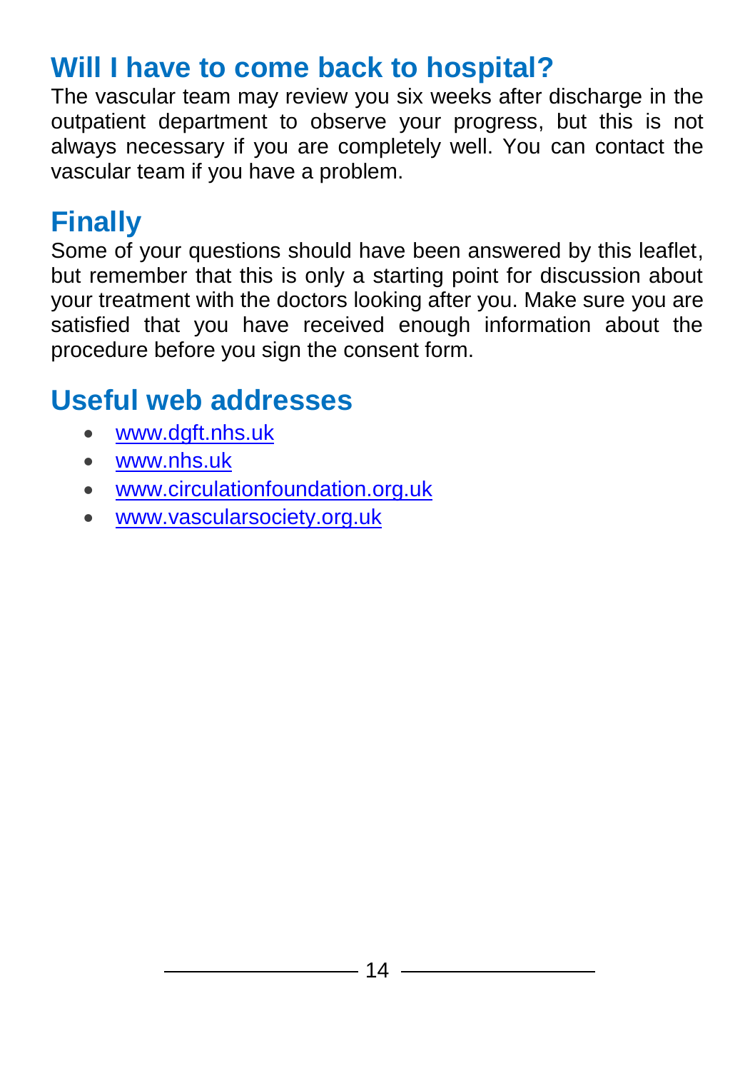## Will I have to come back to hospital?

The vascular team may review you six weeks after discharge in the outpatient department to observe your progress, but this is not always necessary if you are completely well. You can contact the vascular team if you have a problem.

## Finally

Some of your questions should have been answered by this leaflet, but remember that this is only a starting point for discussion about your treatment with the doctors looking after you. Make sure you are satisfied that you have received enough information about the procedure before you sign the consent form.

## Useful web addresses

- www.dgft.nhs.uk
- www.nhs.uk
- www.circulationfoundation.org.uk
- www.vascularsociety.org.uk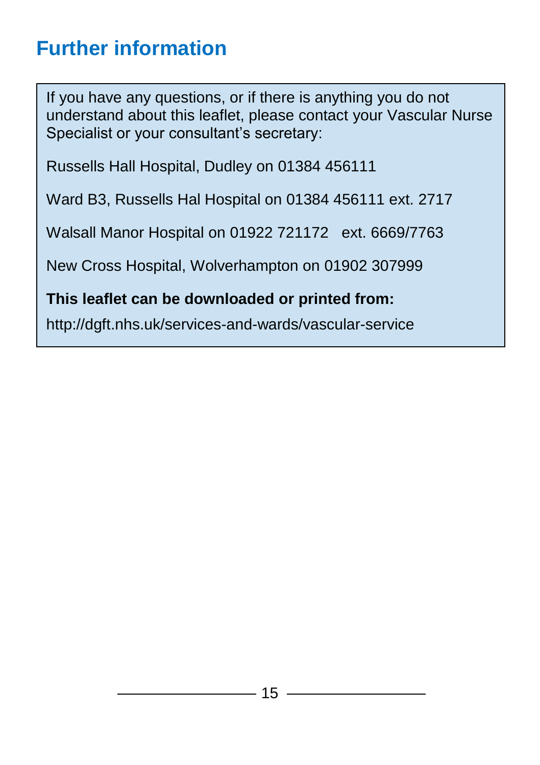## Further information

If you have any questions, or if there is anything you do not understand about this leaflet, please contact your Vascular Nurse Specialist or your consultant's secretary:

Russells Hall Hospital, Dudley on 01384 456111

Ward B3, Russells Hal Hospital on 01384 456111 ext. 2717

Walsall Manor Hospital on 01922 721172 ext. 6669/7763

New Cross Hospital, Wolverhampton on 01902 307999

**This leaflet can be downloaded or printed from:**

http://dgft.nhs.uk/services-and-wards/vascular-service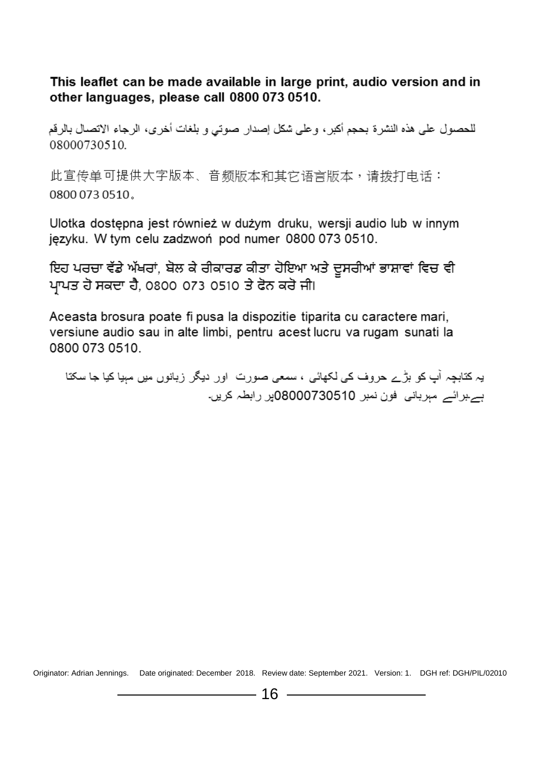**This leaflet can be made available in large print, audio version and in other languages, please call 0800 073 0510.**

للحصول على هذه النشرة بحجم أكبر، وعلى شكل إصدار صوتي و بلغات أخرى، الرجاء الاتصال بالرقم 08000730510.

此宣传单可提供大字版本、音频版本和其它语言版本，请拨打电话：0800 073 0510。

Ulotka dostępna jest również w dużym druku, wersji audio lub w innym języku. W tym celu zadzwoń pod numer 0800 073 0510.

ਇਹ ਪਰਚਾ ਵੱਡੇ ਅੱਖਰਾਂ, ਬੋਲ ਕੇ ਰੀਕਾਰਡ ਕੀਤਾ ਹੋਇਆ ਅਤੇ ਦੂਸਰੀਆਂ ਭਾਸ਼ਾਵਾਂ ਵਿਚ ਵੀ ਪ੍ਰਾਪਤ ਹੋ ਸਕਦਾ ਹੈ, 0800 073 0510 ਤੇ ਫੋਨ ਕਰੋ ਜੀ।

Aceasta brosura poate fi pusa la dispozitie tiparita cu caractere mari, versiune audio sau in alte limbi, pentru acest lucru va rugam sunati la 0800 073 0510.

یہ کتابچہ آپ کو بڑے حروف کی لکھائی ، سمعی صورت اور دیگر زبانوں میں مہیا کیا جا سکتا ہے۔برائے مہربانی فون نمبر 08000730510پر رابطہ کریں۔

Originator: Adrian Jennings. Date originated: December 2018. Review date: September 2021. Version: 1. DGH ref: DGH/PIL/02010